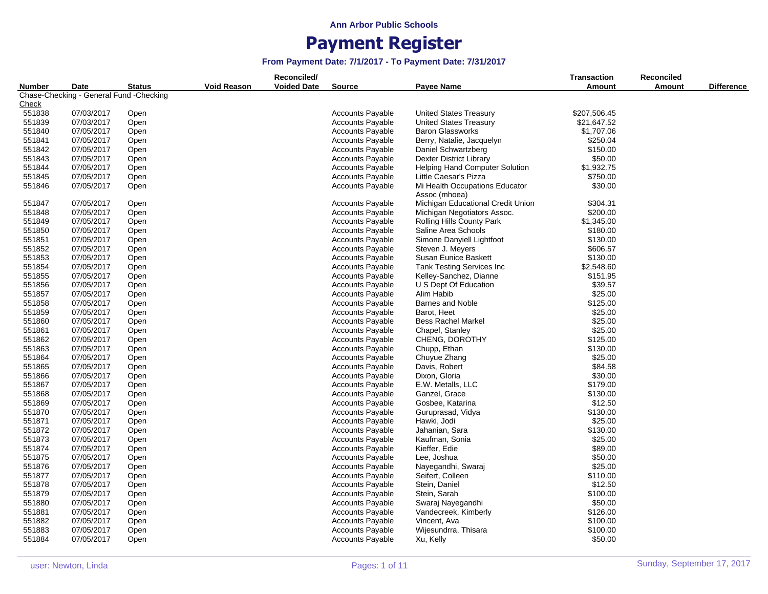**Ann Arbor Public Schools**

# Payment Register

### From Payment Date: 7/1/2017 - To Payment Date: 7/31/2017

| Number | Date | Status | Void Reason | Reconciled/ Voided Date | Source | Payee Name | Transaction Amount | Reconciled Amount | Difference |
|---|---|---|---|---|---|---|---|---|---|
| Chase-Checking - General Fund -Checking | | | | | | | | | |
| Check | | | | | | | | | |
| 551838 | 07/03/2017 | Open | | | Accounts Payable | United States Treasury | $207,506.45 | | |
| 551839 | 07/03/2017 | Open | | | Accounts Payable | United States Treasury | $21,647.52 | | |
| 551840 | 07/05/2017 | Open | | | Accounts Payable | Baron Glassworks | $1,707.06 | | |
| 551841 | 07/05/2017 | Open | | | Accounts Payable | Berry, Natalie, Jacquelyn | $250.04 | | |
| 551842 | 07/05/2017 | Open | | | Accounts Payable | Daniel Schwartzberg | $150.00 | | |
| 551843 | 07/05/2017 | Open | | | Accounts Payable | Dexter District Library | $50.00 | | |
| 551844 | 07/05/2017 | Open | | | Accounts Payable | Helping Hand Computer Solution | $1,932.75 | | |
| 551845 | 07/05/2017 | Open | | | Accounts Payable | Little Caesar's Pizza | $750.00 | | |
| 551846 | 07/05/2017 | Open | | | Accounts Payable | Mi Health Occupations Educator Assoc (mhoea) | $30.00 | | |
| 551847 | 07/05/2017 | Open | | | Accounts Payable | Michigan Educational Credit Union | $304.31 | | |
| 551848 | 07/05/2017 | Open | | | Accounts Payable | Michigan Negotiators Assoc. | $200.00 | | |
| 551849 | 07/05/2017 | Open | | | Accounts Payable | Rolling Hills County Park | $1,345.00 | | |
| 551850 | 07/05/2017 | Open | | | Accounts Payable | Saline Area Schools | $180.00 | | |
| 551851 | 07/05/2017 | Open | | | Accounts Payable | Simone Danyiell Lightfoot | $130.00 | | |
| 551852 | 07/05/2017 | Open | | | Accounts Payable | Steven J. Meyers | $606.57 | | |
| 551853 | 07/05/2017 | Open | | | Accounts Payable | Susan Eunice Baskett | $130.00 | | |
| 551854 | 07/05/2017 | Open | | | Accounts Payable | Tank Testing Services Inc | $2,548.60 | | |
| 551855 | 07/05/2017 | Open | | | Accounts Payable | Kelley-Sanchez, Dianne | $151.95 | | |
| 551856 | 07/05/2017 | Open | | | Accounts Payable | U S Dept Of Education | $39.57 | | |
| 551857 | 07/05/2017 | Open | | | Accounts Payable | Alim Habib | $25.00 | | |
| 551858 | 07/05/2017 | Open | | | Accounts Payable | Barnes and Noble | $125.00 | | |
| 551859 | 07/05/2017 | Open | | | Accounts Payable | Barot, Heet | $25.00 | | |
| 551860 | 07/05/2017 | Open | | | Accounts Payable | Bess Rachel Markel | $25.00 | | |
| 551861 | 07/05/2017 | Open | | | Accounts Payable | Chapel, Stanley | $25.00 | | |
| 551862 | 07/05/2017 | Open | | | Accounts Payable | CHENG, DOROTHY | $125.00 | | |
| 551863 | 07/05/2017 | Open | | | Accounts Payable | Chupp, Ethan | $130.00 | | |
| 551864 | 07/05/2017 | Open | | | Accounts Payable | Chuyue Zhang | $25.00 | | |
| 551865 | 07/05/2017 | Open | | | Accounts Payable | Davis, Robert | $84.58 | | |
| 551866 | 07/05/2017 | Open | | | Accounts Payable | Dixon, Gloria | $30.00 | | |
| 551867 | 07/05/2017 | Open | | | Accounts Payable | E.W. Metalls, LLC | $179.00 | | |
| 551868 | 07/05/2017 | Open | | | Accounts Payable | Ganzel, Grace | $130.00 | | |
| 551869 | 07/05/2017 | Open | | | Accounts Payable | Gosbee, Katarina | $12.50 | | |
| 551870 | 07/05/2017 | Open | | | Accounts Payable | Guruprasad, Vidya | $130.00 | | |
| 551871 | 07/05/2017 | Open | | | Accounts Payable | Hawki, Jodi | $25.00 | | |
| 551872 | 07/05/2017 | Open | | | Accounts Payable | Jahanian, Sara | $130.00 | | |
| 551873 | 07/05/2017 | Open | | | Accounts Payable | Kaufman, Sonia | $25.00 | | |
| 551874 | 07/05/2017 | Open | | | Accounts Payable | Kieffer, Edie | $89.00 | | |
| 551875 | 07/05/2017 | Open | | | Accounts Payable | Lee, Joshua | $50.00 | | |
| 551876 | 07/05/2017 | Open | | | Accounts Payable | Nayegandhi, Swaraj | $25.00 | | |
| 551877 | 07/05/2017 | Open | | | Accounts Payable | Seifert, Colleen | $110.00 | | |
| 551878 | 07/05/2017 | Open | | | Accounts Payable | Stein, Daniel | $12.50 | | |
| 551879 | 07/05/2017 | Open | | | Accounts Payable | Stein, Sarah | $100.00 | | |
| 551880 | 07/05/2017 | Open | | | Accounts Payable | Swaraj Nayegandhi | $50.00 | | |
| 551881 | 07/05/2017 | Open | | | Accounts Payable | Vandecreek, Kimberly | $126.00 | | |
| 551882 | 07/05/2017 | Open | | | Accounts Payable | Vincent, Ava | $100.00 | | |
| 551883 | 07/05/2017 | Open | | | Accounts Payable | Wijesundrra, Thisara | $100.00 | | |
| 551884 | 07/05/2017 | Open | | | Accounts Payable | Xu, Kelly | $50.00 | | |

user: Newton, Linda

Sunday, September 17, 2017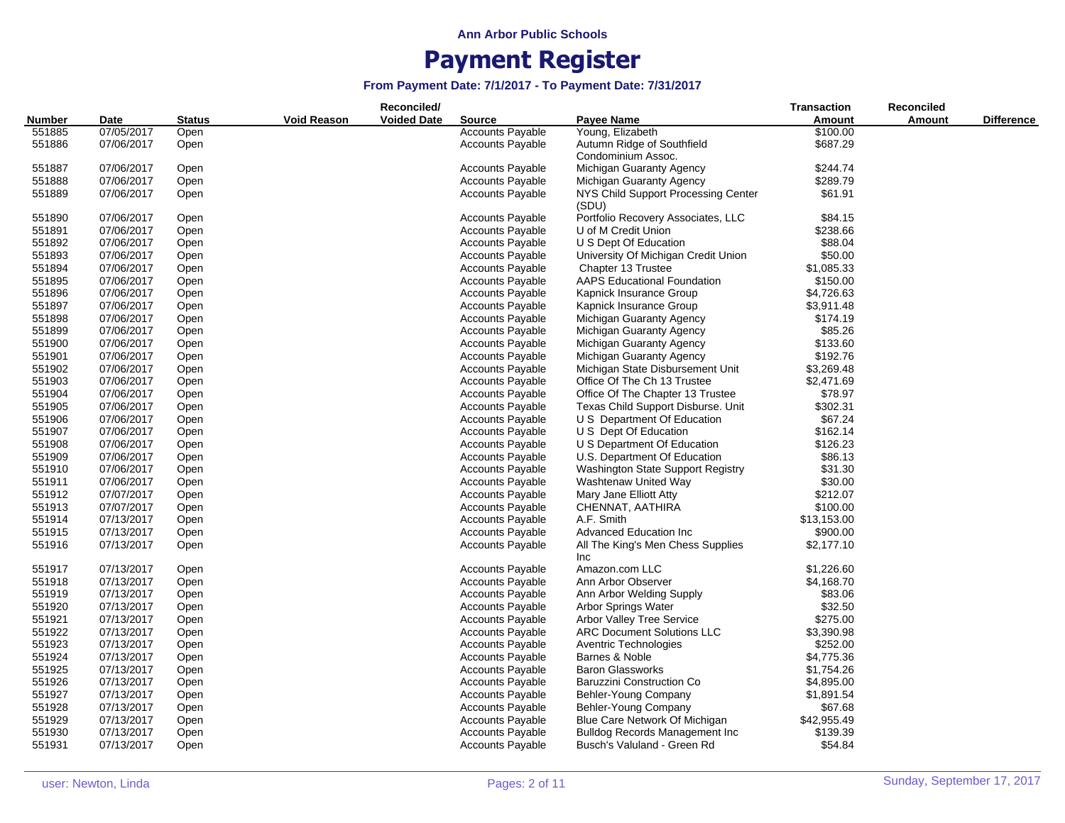Ann Arbor Public Schools

# Payment Register

### From Payment Date: 7/1/2017 - To Payment Date: 7/31/2017

| Number | Date | Status | Void Reason | Reconciled/ Voided Date | Source | Payee Name | Transaction Amount | Reconciled Amount | Difference |
|---|---|---|---|---|---|---|---|---|---|
| 551885 | 07/05/2017 | Open | | | Accounts Payable | Young, Elizabeth | $100.00 | | |
| 551886 | 07/06/2017 | Open | | | Accounts Payable | Autumn Ridge of Southfield Condominium Assoc. | $687.29 | | |
| 551887 | 07/06/2017 | Open | | | Accounts Payable | Michigan Guaranty Agency | $244.74 | | |
| 551888 | 07/06/2017 | Open | | | Accounts Payable | Michigan Guaranty Agency | $289.79 | | |
| 551889 | 07/06/2017 | Open | | | Accounts Payable | NYS Child Support Processing Center (SDU) | $61.91 | | |
| 551890 | 07/06/2017 | Open | | | Accounts Payable | Portfolio Recovery Associates, LLC | $84.15 | | |
| 551891 | 07/06/2017 | Open | | | Accounts Payable | U of M Credit Union | $238.66 | | |
| 551892 | 07/06/2017 | Open | | | Accounts Payable | U S Dept Of Education | $88.04 | | |
| 551893 | 07/06/2017 | Open | | | Accounts Payable | University Of Michigan Credit Union | $50.00 | | |
| 551894 | 07/06/2017 | Open | | | Accounts Payable | Chapter 13 Trustee | $1,085.33 | | |
| 551895 | 07/06/2017 | Open | | | Accounts Payable | AAPS Educational Foundation | $150.00 | | |
| 551896 | 07/06/2017 | Open | | | Accounts Payable | Kapnick Insurance Group | $4,726.63 | | |
| 551897 | 07/06/2017 | Open | | | Accounts Payable | Kapnick Insurance Group | $3,911.48 | | |
| 551898 | 07/06/2017 | Open | | | Accounts Payable | Michigan Guaranty Agency | $174.19 | | |
| 551899 | 07/06/2017 | Open | | | Accounts Payable | Michigan Guaranty Agency | $85.26 | | |
| 551900 | 07/06/2017 | Open | | | Accounts Payable | Michigan Guaranty Agency | $133.60 | | |
| 551901 | 07/06/2017 | Open | | | Accounts Payable | Michigan Guaranty Agency | $192.76 | | |
| 551902 | 07/06/2017 | Open | | | Accounts Payable | Michigan State Disbursement Unit | $3,269.48 | | |
| 551903 | 07/06/2017 | Open | | | Accounts Payable | Office Of The Ch 13 Trustee | $2,471.69 | | |
| 551904 | 07/06/2017 | Open | | | Accounts Payable | Office Of The Chapter 13 Trustee | $78.97 | | |
| 551905 | 07/06/2017 | Open | | | Accounts Payable | Texas Child Support Disburse. Unit | $302.31 | | |
| 551906 | 07/06/2017 | Open | | | Accounts Payable | U S Department Of Education | $67.24 | | |
| 551907 | 07/06/2017 | Open | | | Accounts Payable | U S Dept Of Education | $162.14 | | |
| 551908 | 07/06/2017 | Open | | | Accounts Payable | U S Department Of Education | $126.23 | | |
| 551909 | 07/06/2017 | Open | | | Accounts Payable | U.S. Department Of Education | $86.13 | | |
| 551910 | 07/06/2017 | Open | | | Accounts Payable | Washington State Support Registry | $31.30 | | |
| 551911 | 07/06/2017 | Open | | | Accounts Payable | Washtenaw United Way | $30.00 | | |
| 551912 | 07/07/2017 | Open | | | Accounts Payable | Mary Jane Elliott Atty | $212.07 | | |
| 551913 | 07/07/2017 | Open | | | Accounts Payable | CHENNAT, AATHIRA | $100.00 | | |
| 551914 | 07/13/2017 | Open | | | Accounts Payable | A.F. Smith | $13,153.00 | | |
| 551915 | 07/13/2017 | Open | | | Accounts Payable | Advanced Education Inc | $900.00 | | |
| 551916 | 07/13/2017 | Open | | | Accounts Payable | All The King's Men Chess Supplies Inc | $2,177.10 | | |
| 551917 | 07/13/2017 | Open | | | Accounts Payable | Amazon.com LLC | $1,226.60 | | |
| 551918 | 07/13/2017 | Open | | | Accounts Payable | Ann Arbor Observer | $4,168.70 | | |
| 551919 | 07/13/2017 | Open | | | Accounts Payable | Ann Arbor Welding Supply | $83.06 | | |
| 551920 | 07/13/2017 | Open | | | Accounts Payable | Arbor Springs Water | $32.50 | | |
| 551921 | 07/13/2017 | Open | | | Accounts Payable | Arbor Valley Tree Service | $275.00 | | |
| 551922 | 07/13/2017 | Open | | | Accounts Payable | ARC Document Solutions LLC | $3,390.98 | | |
| 551923 | 07/13/2017 | Open | | | Accounts Payable | Aventric Technologies | $252.00 | | |
| 551924 | 07/13/2017 | Open | | | Accounts Payable | Barnes & Noble | $4,775.36 | | |
| 551925 | 07/13/2017 | Open | | | Accounts Payable | Baron Glassworks | $1,754.26 | | |
| 551926 | 07/13/2017 | Open | | | Accounts Payable | Baruzzini Construction Co | $4,895.00 | | |
| 551927 | 07/13/2017 | Open | | | Accounts Payable | Behler-Young Company | $1,891.54 | | |
| 551928 | 07/13/2017 | Open | | | Accounts Payable | Behler-Young Company | $67.68 | | |
| 551929 | 07/13/2017 | Open | | | Accounts Payable | Blue Care Network Of Michigan | $42,955.49 | | |
| 551930 | 07/13/2017 | Open | | | Accounts Payable | Bulldog Records Management Inc | $139.39 | | |
| 551931 | 07/13/2017 | Open | | | Accounts Payable | Busch's Valuland - Green Rd | $54.84 | | |

user: Newton, Linda    Sunday, September 17, 2017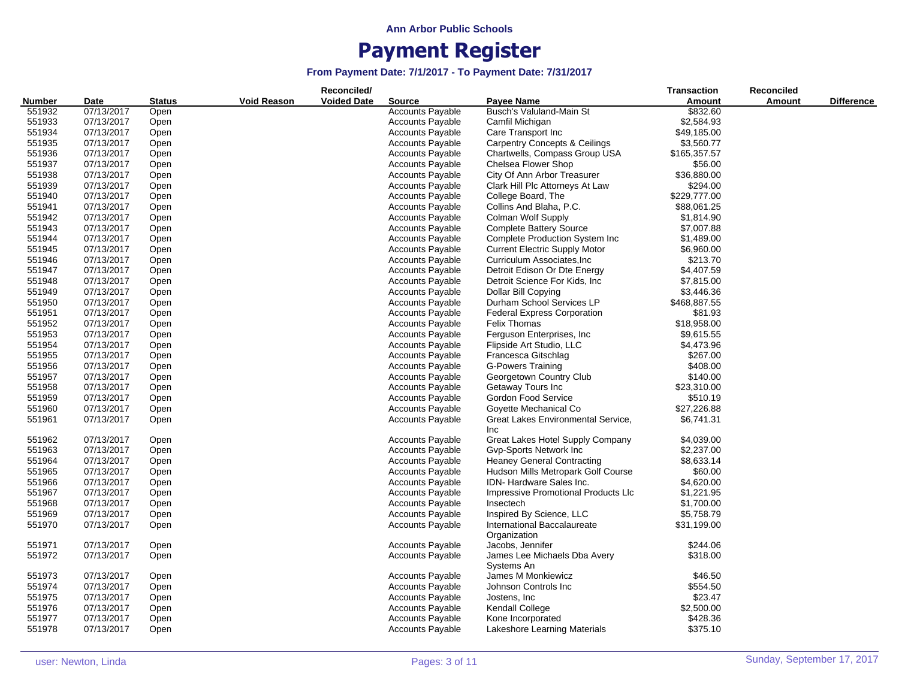**Ann Arbor Public Schools**

# Payment Register

### From Payment Date: 7/1/2017 - To Payment Date: 7/31/2017

| Number | Date | Status | Void Reason | Reconciled/ Voided Date | Source | Payee Name | Transaction Amount | Reconciled Amount | Difference |
|---|---|---|---|---|---|---|---|---|---|
| 551932 | 07/13/2017 | Open | | | Accounts Payable | Busch's Valuland-Main St | $832.60 | | |
| 551933 | 07/13/2017 | Open | | | Accounts Payable | Camfil Michigan | $2,584.93 | | |
| 551934 | 07/13/2017 | Open | | | Accounts Payable | Care Transport Inc | $49,185.00 | | |
| 551935 | 07/13/2017 | Open | | | Accounts Payable | Carpentry Concepts & Ceilings | $3,560.77 | | |
| 551936 | 07/13/2017 | Open | | | Accounts Payable | Chartwells, Compass Group USA | $165,357.57 | | |
| 551937 | 07/13/2017 | Open | | | Accounts Payable | Chelsea Flower Shop | $56.00 | | |
| 551938 | 07/13/2017 | Open | | | Accounts Payable | City Of Ann Arbor Treasurer | $36,880.00 | | |
| 551939 | 07/13/2017 | Open | | | Accounts Payable | Clark Hill Plc Attorneys At Law | $294.00 | | |
| 551940 | 07/13/2017 | Open | | | Accounts Payable | College Board, The | $229,777.00 | | |
| 551941 | 07/13/2017 | Open | | | Accounts Payable | Collins And Blaha, P.C. | $88,061.25 | | |
| 551942 | 07/13/2017 | Open | | | Accounts Payable | Colman Wolf Supply | $1,814.90 | | |
| 551943 | 07/13/2017 | Open | | | Accounts Payable | Complete Battery Source | $7,007.88 | | |
| 551944 | 07/13/2017 | Open | | | Accounts Payable | Complete Production System Inc | $1,489.00 | | |
| 551945 | 07/13/2017 | Open | | | Accounts Payable | Current Electric Supply Motor | $6,960.00 | | |
| 551946 | 07/13/2017 | Open | | | Accounts Payable | Curriculum Associates,Inc | $213.70 | | |
| 551947 | 07/13/2017 | Open | | | Accounts Payable | Detroit Edison Or Dte Energy | $4,407.59 | | |
| 551948 | 07/13/2017 | Open | | | Accounts Payable | Detroit Science For Kids, Inc | $7,815.00 | | |
| 551949 | 07/13/2017 | Open | | | Accounts Payable | Dollar Bill Copying | $3,446.36 | | |
| 551950 | 07/13/2017 | Open | | | Accounts Payable | Durham School Services LP | $468,887.55 | | |
| 551951 | 07/13/2017 | Open | | | Accounts Payable | Federal Express Corporation | $81.93 | | |
| 551952 | 07/13/2017 | Open | | | Accounts Payable | Felix Thomas | $18,958.00 | | |
| 551953 | 07/13/2017 | Open | | | Accounts Payable | Ferguson Enterprises, Inc | $9,615.55 | | |
| 551954 | 07/13/2017 | Open | | | Accounts Payable | Flipside Art Studio, LLC | $4,473.96 | | |
| 551955 | 07/13/2017 | Open | | | Accounts Payable | Francesca Gitschlag | $267.00 | | |
| 551956 | 07/13/2017 | Open | | | Accounts Payable | G-Powers Training | $408.00 | | |
| 551957 | 07/13/2017 | Open | | | Accounts Payable | Georgetown Country Club | $140.00 | | |
| 551958 | 07/13/2017 | Open | | | Accounts Payable | Getaway Tours Inc | $23,310.00 | | |
| 551959 | 07/13/2017 | Open | | | Accounts Payable | Gordon Food Service | $510.19 | | |
| 551960 | 07/13/2017 | Open | | | Accounts Payable | Goyette Mechanical Co | $27,226.88 | | |
| 551961 | 07/13/2017 | Open | | | Accounts Payable | Great Lakes Environmental Service, Inc | $6,741.31 | | |
| 551962 | 07/13/2017 | Open | | | Accounts Payable | Great Lakes Hotel Supply Company | $4,039.00 | | |
| 551963 | 07/13/2017 | Open | | | Accounts Payable | Gvp-Sports Network Inc | $2,237.00 | | |
| 551964 | 07/13/2017 | Open | | | Accounts Payable | Heaney General Contracting | $8,633.14 | | |
| 551965 | 07/13/2017 | Open | | | Accounts Payable | Hudson Mills Metropark Golf Course | $60.00 | | |
| 551966 | 07/13/2017 | Open | | | Accounts Payable | IDN- Hardware Sales Inc. | $4,620.00 | | |
| 551967 | 07/13/2017 | Open | | | Accounts Payable | Impressive Promotional Products Llc | $1,221.95 | | |
| 551968 | 07/13/2017 | Open | | | Accounts Payable | Insectech | $1,700.00 | | |
| 551969 | 07/13/2017 | Open | | | Accounts Payable | Inspired By Science, LLC | $5,758.79 | | |
| 551970 | 07/13/2017 | Open | | | Accounts Payable | International Baccalaureate Organization | $31,199.00 | | |
| 551971 | 07/13/2017 | Open | | | Accounts Payable | Jacobs, Jennifer | $244.06 | | |
| 551972 | 07/13/2017 | Open | | | Accounts Payable | James Lee Michaels Dba Avery Systems An | $318.00 | | |
| 551973 | 07/13/2017 | Open | | | Accounts Payable | James M Monkiewicz | $46.50 | | |
| 551974 | 07/13/2017 | Open | | | Accounts Payable | Johnson Controls Inc | $554.50 | | |
| 551975 | 07/13/2017 | Open | | | Accounts Payable | Jostens, Inc | $23.47 | | |
| 551976 | 07/13/2017 | Open | | | Accounts Payable | Kendall College | $2,500.00 | | |
| 551977 | 07/13/2017 | Open | | | Accounts Payable | Kone Incorporated | $428.36 | | |
| 551978 | 07/13/2017 | Open | | | Accounts Payable | Lakeshore Learning Materials | $375.10 | | |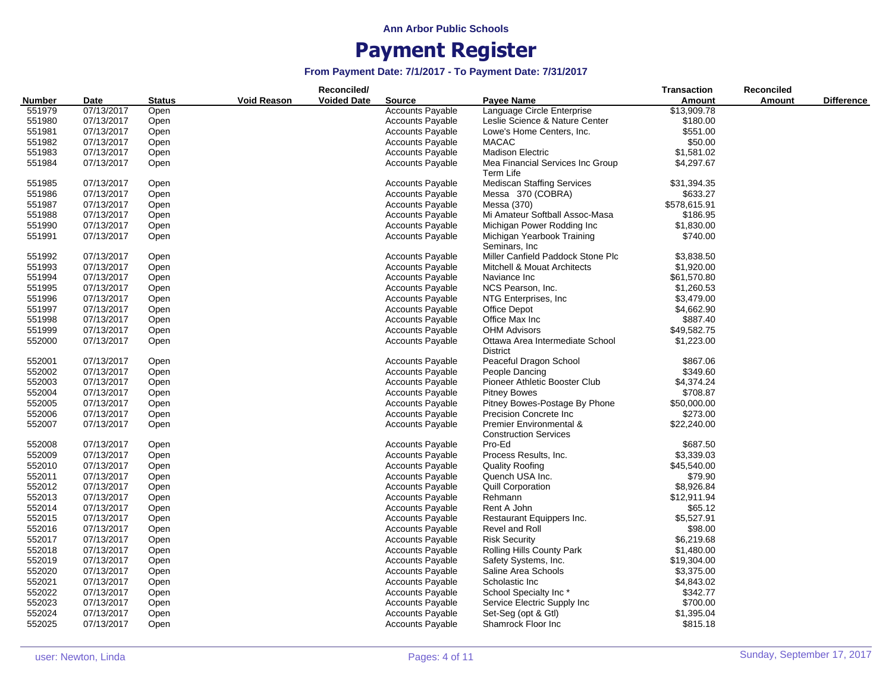Ann Arbor Public Schools

# Payment Register

### From Payment Date: 7/1/2017 - To Payment Date: 7/31/2017

| Number | Date | Status | Void Reason | Reconciled/ Voided Date | Source | Payee Name | Transaction Amount | Reconciled Amount | Difference |
|---|---|---|---|---|---|---|---|---|---|
| 551979 | 07/13/2017 | Open | | | Accounts Payable | Language Circle Enterprise | $13,909.78 | | |
| 551980 | 07/13/2017 | Open | | | Accounts Payable | Leslie Science & Nature Center | $180.00 | | |
| 551981 | 07/13/2017 | Open | | | Accounts Payable | Lowe's Home Centers, Inc. | $551.00 | | |
| 551982 | 07/13/2017 | Open | | | Accounts Payable | MACAC | $50.00 | | |
| 551983 | 07/13/2017 | Open | | | Accounts Payable | Madison Electric | $1,581.02 | | |
| 551984 | 07/13/2017 | Open | | | Accounts Payable | Mea Financial Services Inc Group Term Life | $4,297.67 | | |
| 551985 | 07/13/2017 | Open | | | Accounts Payable | Mediscan Staffing Services | $31,394.35 | | |
| 551986 | 07/13/2017 | Open | | | Accounts Payable | Messa 370 (COBRA) | $633.27 | | |
| 551987 | 07/13/2017 | Open | | | Accounts Payable | Messa (370) | $578,615.91 | | |
| 551988 | 07/13/2017 | Open | | | Accounts Payable | Mi Amateur Softball Assoc-Masa | $186.95 | | |
| 551990 | 07/13/2017 | Open | | | Accounts Payable | Michigan Power Rodding Inc | $1,830.00 | | |
| 551991 | 07/13/2017 | Open | | | Accounts Payable | Michigan Yearbook Training Seminars, Inc | $740.00 | | |
| 551992 | 07/13/2017 | Open | | | Accounts Payable | Miller Canfield Paddock Stone Plc | $3,838.50 | | |
| 551993 | 07/13/2017 | Open | | | Accounts Payable | Mitchell & Mouat Architects | $1,920.00 | | |
| 551994 | 07/13/2017 | Open | | | Accounts Payable | Naviance Inc | $61,570.80 | | |
| 551995 | 07/13/2017 | Open | | | Accounts Payable | NCS Pearson, Inc. | $1,260.53 | | |
| 551996 | 07/13/2017 | Open | | | Accounts Payable | NTG Enterprises, Inc | $3,479.00 | | |
| 551997 | 07/13/2017 | Open | | | Accounts Payable | Office Depot | $4,662.90 | | |
| 551998 | 07/13/2017 | Open | | | Accounts Payable | Office Max Inc | $887.40 | | |
| 551999 | 07/13/2017 | Open | | | Accounts Payable | OHM Advisors | $49,582.75 | | |
| 552000 | 07/13/2017 | Open | | | Accounts Payable | Ottawa Area Intermediate School District | $1,223.00 | | |
| 552001 | 07/13/2017 | Open | | | Accounts Payable | Peaceful Dragon School | $867.06 | | |
| 552002 | 07/13/2017 | Open | | | Accounts Payable | People Dancing | $349.60 | | |
| 552003 | 07/13/2017 | Open | | | Accounts Payable | Pioneer Athletic Booster Club | $4,374.24 | | |
| 552004 | 07/13/2017 | Open | | | Accounts Payable | Pitney Bowes | $708.87 | | |
| 552005 | 07/13/2017 | Open | | | Accounts Payable | Pitney Bowes-Postage By Phone | $50,000.00 | | |
| 552006 | 07/13/2017 | Open | | | Accounts Payable | Precision Concrete Inc | $273.00 | | |
| 552007 | 07/13/2017 | Open | | | Accounts Payable | Premier Environmental & Construction Services | $22,240.00 | | |
| 552008 | 07/13/2017 | Open | | | Accounts Payable | Pro-Ed | $687.50 | | |
| 552009 | 07/13/2017 | Open | | | Accounts Payable | Process Results, Inc. | $3,339.03 | | |
| 552010 | 07/13/2017 | Open | | | Accounts Payable | Quality Roofing | $45,540.00 | | |
| 552011 | 07/13/2017 | Open | | | Accounts Payable | Quench USA Inc. | $79.90 | | |
| 552012 | 07/13/2017 | Open | | | Accounts Payable | Quill Corporation | $8,926.84 | | |
| 552013 | 07/13/2017 | Open | | | Accounts Payable | Rehmann | $12,911.94 | | |
| 552014 | 07/13/2017 | Open | | | Accounts Payable | Rent A John | $65.12 | | |
| 552015 | 07/13/2017 | Open | | | Accounts Payable | Restaurant Equippers Inc. | $5,527.91 | | |
| 552016 | 07/13/2017 | Open | | | Accounts Payable | Revel and Roll | $98.00 | | |
| 552017 | 07/13/2017 | Open | | | Accounts Payable | Risk Security | $6,219.68 | | |
| 552018 | 07/13/2017 | Open | | | Accounts Payable | Rolling Hills County Park | $1,480.00 | | |
| 552019 | 07/13/2017 | Open | | | Accounts Payable | Safety Systems, Inc. | $19,304.00 | | |
| 552020 | 07/13/2017 | Open | | | Accounts Payable | Saline Area Schools | $3,375.00 | | |
| 552021 | 07/13/2017 | Open | | | Accounts Payable | Scholastic Inc | $4,843.02 | | |
| 552022 | 07/13/2017 | Open | | | Accounts Payable | School Specialty Inc * | $342.77 | | |
| 552023 | 07/13/2017 | Open | | | Accounts Payable | Service Electric Supply Inc | $700.00 | | |
| 552024 | 07/13/2017 | Open | | | Accounts Payable | Set-Seg (opt & Gtl) | $1,395.04 | | |
| 552025 | 07/13/2017 | Open | | | Accounts Payable | Shamrock Floor Inc | $815.18 | | |

user: Newton, Linda Sunday, September 17, 2017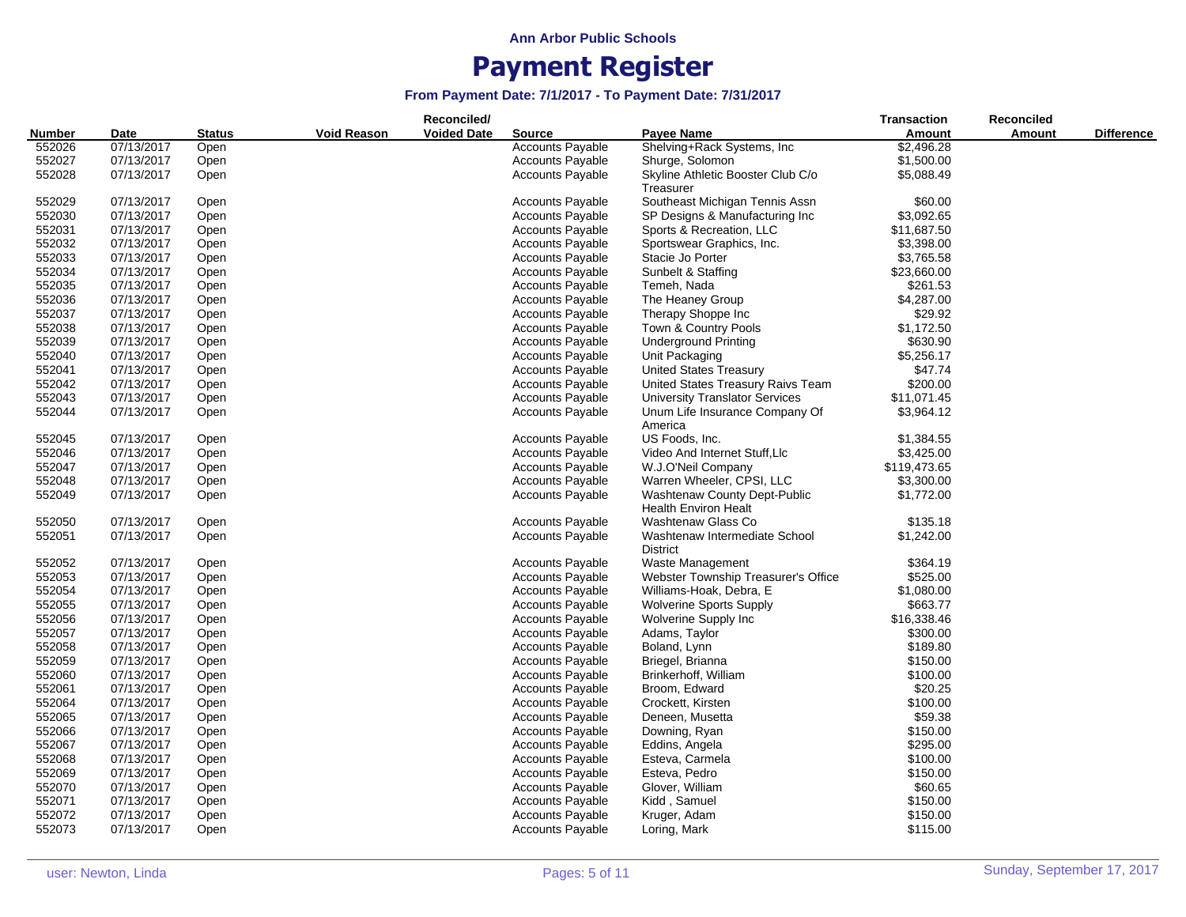Ann Arbor Public Schools

# Payment Register

### From Payment Date: 7/1/2017 - To Payment Date: 7/31/2017

| Number | Date | Status | Void Reason | Reconciled/ Voided Date | Source | Payee Name | Transaction Amount | Reconciled Amount | Difference |
|---|---|---|---|---|---|---|---|---|---|
| 552026 | 07/13/2017 | Open | | | Accounts Payable | Shelving+Rack Systems, Inc | $2,496.28 | | |
| 552027 | 07/13/2017 | Open | | | Accounts Payable | Shurge, Solomon | $1,500.00 | | |
| 552028 | 07/13/2017 | Open | | | Accounts Payable | Skyline Athletic Booster Club C/o Treasurer | $5,088.49 | | |
| 552029 | 07/13/2017 | Open | | | Accounts Payable | Southeast Michigan Tennis Assn | $60.00 | | |
| 552030 | 07/13/2017 | Open | | | Accounts Payable | SP Designs & Manufacturing Inc | $3,092.65 | | |
| 552031 | 07/13/2017 | Open | | | Accounts Payable | Sports & Recreation, LLC | $11,687.50 | | |
| 552032 | 07/13/2017 | Open | | | Accounts Payable | Sportswear Graphics, Inc. | $3,398.00 | | |
| 552033 | 07/13/2017 | Open | | | Accounts Payable | Stacie Jo Porter | $3,765.58 | | |
| 552034 | 07/13/2017 | Open | | | Accounts Payable | Sunbelt & Staffing | $23,660.00 | | |
| 552035 | 07/13/2017 | Open | | | Accounts Payable | Temeh, Nada | $261.53 | | |
| 552036 | 07/13/2017 | Open | | | Accounts Payable | The Heaney Group | $4,287.00 | | |
| 552037 | 07/13/2017 | Open | | | Accounts Payable | Therapy Shoppe Inc | $29.92 | | |
| 552038 | 07/13/2017 | Open | | | Accounts Payable | Town & Country Pools | $1,172.50 | | |
| 552039 | 07/13/2017 | Open | | | Accounts Payable | Underground Printing | $630.90 | | |
| 552040 | 07/13/2017 | Open | | | Accounts Payable | Unit Packaging | $5,256.17 | | |
| 552041 | 07/13/2017 | Open | | | Accounts Payable | United States Treasury | $47.74 | | |
| 552042 | 07/13/2017 | Open | | | Accounts Payable | United States Treasury Raivs Team | $200.00 | | |
| 552043 | 07/13/2017 | Open | | | Accounts Payable | University Translator Services | $11,071.45 | | |
| 552044 | 07/13/2017 | Open | | | Accounts Payable | Unum Life Insurance Company Of America | $3,964.12 | | |
| 552045 | 07/13/2017 | Open | | | Accounts Payable | US Foods, Inc. | $1,384.55 | | |
| 552046 | 07/13/2017 | Open | | | Accounts Payable | Video And Internet Stuff,Llc | $3,425.00 | | |
| 552047 | 07/13/2017 | Open | | | Accounts Payable | W.J.O'Neil Company | $119,473.65 | | |
| 552048 | 07/13/2017 | Open | | | Accounts Payable | Warren Wheeler, CPSI, LLC | $3,300.00 | | |
| 552049 | 07/13/2017 | Open | | | Accounts Payable | Washtenaw County Dept-Public Health Environ Healt | $1,772.00 | | |
| 552050 | 07/13/2017 | Open | | | Accounts Payable | Washtenaw Glass Co | $135.18 | | |
| 552051 | 07/13/2017 | Open | | | Accounts Payable | Washtenaw Intermediate School District | $1,242.00 | | |
| 552052 | 07/13/2017 | Open | | | Accounts Payable | Waste Management | $364.19 | | |
| 552053 | 07/13/2017 | Open | | | Accounts Payable | Webster Township Treasurer's Office | $525.00 | | |
| 552054 | 07/13/2017 | Open | | | Accounts Payable | Williams-Hoak, Debra, E | $1,080.00 | | |
| 552055 | 07/13/2017 | Open | | | Accounts Payable | Wolverine Sports Supply | $663.77 | | |
| 552056 | 07/13/2017 | Open | | | Accounts Payable | Wolverine Supply Inc | $16,338.46 | | |
| 552057 | 07/13/2017 | Open | | | Accounts Payable | Adams, Taylor | $300.00 | | |
| 552058 | 07/13/2017 | Open | | | Accounts Payable | Boland, Lynn | $189.80 | | |
| 552059 | 07/13/2017 | Open | | | Accounts Payable | Briegel, Brianna | $150.00 | | |
| 552060 | 07/13/2017 | Open | | | Accounts Payable | Brinkerhoff, William | $100.00 | | |
| 552061 | 07/13/2017 | Open | | | Accounts Payable | Broom, Edward | $20.25 | | |
| 552064 | 07/13/2017 | Open | | | Accounts Payable | Crockett, Kirsten | $100.00 | | |
| 552065 | 07/13/2017 | Open | | | Accounts Payable | Deneen, Musetta | $59.38 | | |
| 552066 | 07/13/2017 | Open | | | Accounts Payable | Downing, Ryan | $150.00 | | |
| 552067 | 07/13/2017 | Open | | | Accounts Payable | Eddins, Angela | $295.00 | | |
| 552068 | 07/13/2017 | Open | | | Accounts Payable | Esteva, Carmela | $100.00 | | |
| 552069 | 07/13/2017 | Open | | | Accounts Payable | Esteva, Pedro | $150.00 | | |
| 552070 | 07/13/2017 | Open | | | Accounts Payable | Glover, William | $60.65 | | |
| 552071 | 07/13/2017 | Open | | | Accounts Payable | Kidd , Samuel | $150.00 | | |
| 552072 | 07/13/2017 | Open | | | Accounts Payable | Kruger, Adam | $150.00 | | |
| 552073 | 07/13/2017 | Open | | | Accounts Payable | Loring, Mark | $115.00 | | |

user: Newton, Linda

Sunday, September 17, 2017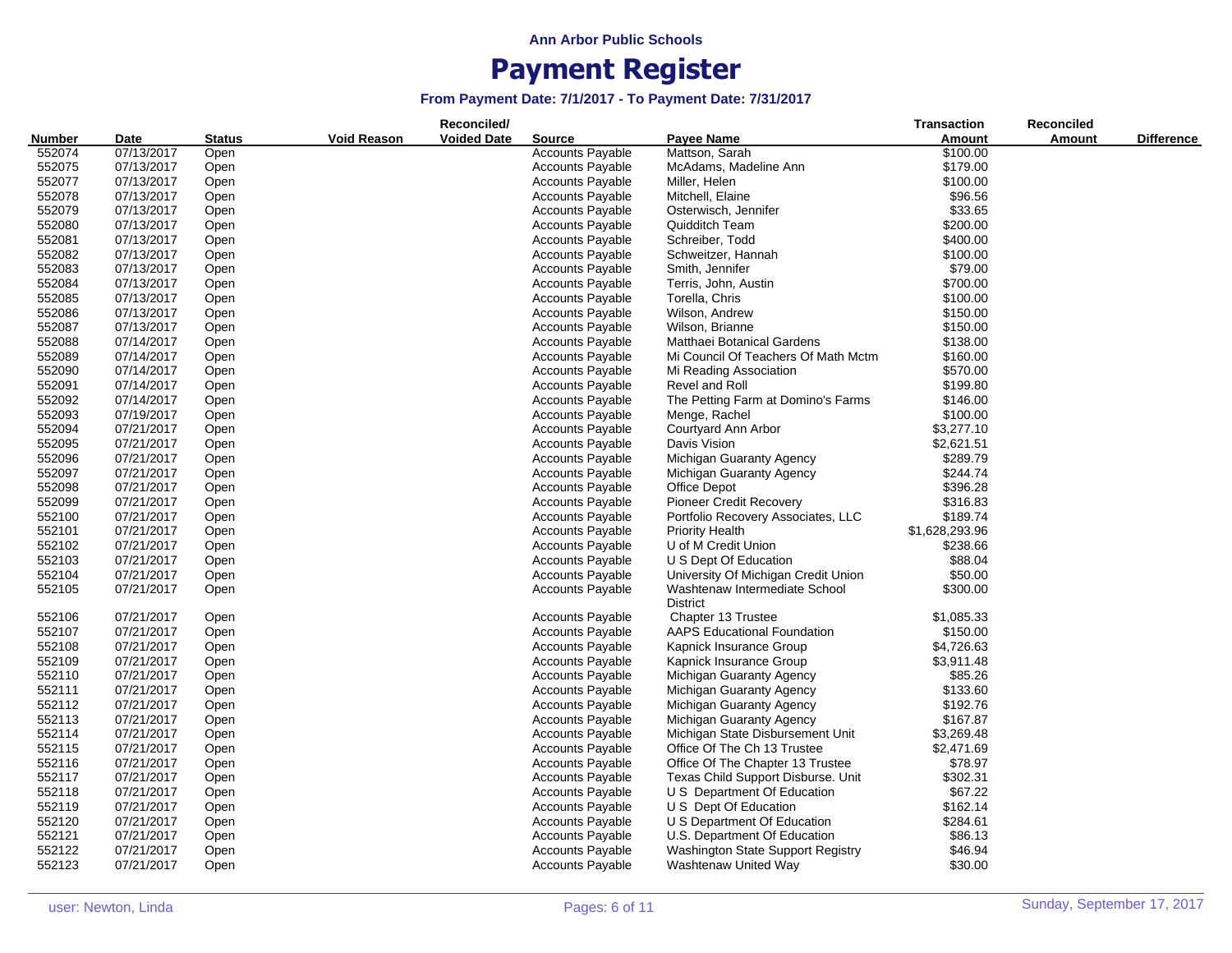**Ann Arbor Public Schools**

# Payment Register

### From Payment Date: 7/1/2017 - To Payment Date: 7/31/2017

| Number | Date | Status | Void Reason | Reconciled/ Voided Date | Source | Payee Name | Transaction Amount | Reconciled Amount | Difference |
|---|---|---|---|---|---|---|---|---|---|
| 552074 | 07/13/2017 | Open | | | Accounts Payable | Mattson, Sarah | $100.00 | | |
| 552075 | 07/13/2017 | Open | | | Accounts Payable | McAdams, Madeline Ann | $179.00 | | |
| 552077 | 07/13/2017 | Open | | | Accounts Payable | Miller, Helen | $100.00 | | |
| 552078 | 07/13/2017 | Open | | | Accounts Payable | Mitchell, Elaine | $96.56 | | |
| 552079 | 07/13/2017 | Open | | | Accounts Payable | Osterwisch, Jennifer | $33.65 | | |
| 552080 | 07/13/2017 | Open | | | Accounts Payable | Quidditch Team | $200.00 | | |
| 552081 | 07/13/2017 | Open | | | Accounts Payable | Schreiber, Todd | $400.00 | | |
| 552082 | 07/13/2017 | Open | | | Accounts Payable | Schweitzer, Hannah | $100.00 | | |
| 552083 | 07/13/2017 | Open | | | Accounts Payable | Smith, Jennifer | $79.00 | | |
| 552084 | 07/13/2017 | Open | | | Accounts Payable | Terris, John, Austin | $700.00 | | |
| 552085 | 07/13/2017 | Open | | | Accounts Payable | Torella, Chris | $100.00 | | |
| 552086 | 07/13/2017 | Open | | | Accounts Payable | Wilson, Andrew | $150.00 | | |
| 552087 | 07/13/2017 | Open | | | Accounts Payable | Wilson, Brianne | $150.00 | | |
| 552088 | 07/14/2017 | Open | | | Accounts Payable | Matthaei Botanical Gardens | $138.00 | | |
| 552089 | 07/14/2017 | Open | | | Accounts Payable | Mi Council Of Teachers Of Math Mctm | $160.00 | | |
| 552090 | 07/14/2017 | Open | | | Accounts Payable | Mi Reading Association | $570.00 | | |
| 552091 | 07/14/2017 | Open | | | Accounts Payable | Revel and Roll | $199.80 | | |
| 552092 | 07/14/2017 | Open | | | Accounts Payable | The Petting Farm at Domino's Farms | $146.00 | | |
| 552093 | 07/19/2017 | Open | | | Accounts Payable | Menge, Rachel | $100.00 | | |
| 552094 | 07/21/2017 | Open | | | Accounts Payable | Courtyard Ann Arbor | $3,277.10 | | |
| 552095 | 07/21/2017 | Open | | | Accounts Payable | Davis Vision | $2,621.51 | | |
| 552096 | 07/21/2017 | Open | | | Accounts Payable | Michigan Guaranty Agency | $289.79 | | |
| 552097 | 07/21/2017 | Open | | | Accounts Payable | Michigan Guaranty Agency | $244.74 | | |
| 552098 | 07/21/2017 | Open | | | Accounts Payable | Office Depot | $396.28 | | |
| 552099 | 07/21/2017 | Open | | | Accounts Payable | Pioneer Credit Recovery | $316.83 | | |
| 552100 | 07/21/2017 | Open | | | Accounts Payable | Portfolio Recovery Associates, LLC | $189.74 | | |
| 552101 | 07/21/2017 | Open | | | Accounts Payable | Priority Health | $1,628,293.96 | | |
| 552102 | 07/21/2017 | Open | | | Accounts Payable | U of M Credit Union | $238.66 | | |
| 552103 | 07/21/2017 | Open | | | Accounts Payable | U S Dept Of Education | $88.04 | | |
| 552104 | 07/21/2017 | Open | | | Accounts Payable | University Of Michigan Credit Union | $50.00 | | |
| 552105 | 07/21/2017 | Open | | | Accounts Payable | Washtenaw Intermediate School District | $300.00 | | |
| 552106 | 07/21/2017 | Open | | | Accounts Payable | Chapter 13 Trustee | $1,085.33 | | |
| 552107 | 07/21/2017 | Open | | | Accounts Payable | AAPS Educational Foundation | $150.00 | | |
| 552108 | 07/21/2017 | Open | | | Accounts Payable | Kapnick Insurance Group | $4,726.63 | | |
| 552109 | 07/21/2017 | Open | | | Accounts Payable | Kapnick Insurance Group | $3,911.48 | | |
| 552110 | 07/21/2017 | Open | | | Accounts Payable | Michigan Guaranty Agency | $85.26 | | |
| 552111 | 07/21/2017 | Open | | | Accounts Payable | Michigan Guaranty Agency | $133.60 | | |
| 552112 | 07/21/2017 | Open | | | Accounts Payable | Michigan Guaranty Agency | $192.76 | | |
| 552113 | 07/21/2017 | Open | | | Accounts Payable | Michigan Guaranty Agency | $167.87 | | |
| 552114 | 07/21/2017 | Open | | | Accounts Payable | Michigan State Disbursement Unit | $3,269.48 | | |
| 552115 | 07/21/2017 | Open | | | Accounts Payable | Office Of The Ch 13 Trustee | $2,471.69 | | |
| 552116 | 07/21/2017 | Open | | | Accounts Payable | Office Of The Chapter 13 Trustee | $78.97 | | |
| 552117 | 07/21/2017 | Open | | | Accounts Payable | Texas Child Support Disburse. Unit | $302.31 | | |
| 552118 | 07/21/2017 | Open | | | Accounts Payable | U S Department Of Education | $67.22 | | |
| 552119 | 07/21/2017 | Open | | | Accounts Payable | U S Dept Of Education | $162.14 | | |
| 552120 | 07/21/2017 | Open | | | Accounts Payable | U S Department Of Education | $284.61 | | |
| 552121 | 07/21/2017 | Open | | | Accounts Payable | U.S. Department Of Education | $86.13 | | |
| 552122 | 07/21/2017 | Open | | | Accounts Payable | Washington State Support Registry | $46.94 | | |
| 552123 | 07/21/2017 | Open | | | Accounts Payable | Washtenaw United Way | $30.00 | | |

user: Newton, Linda

Sunday, September 17, 2017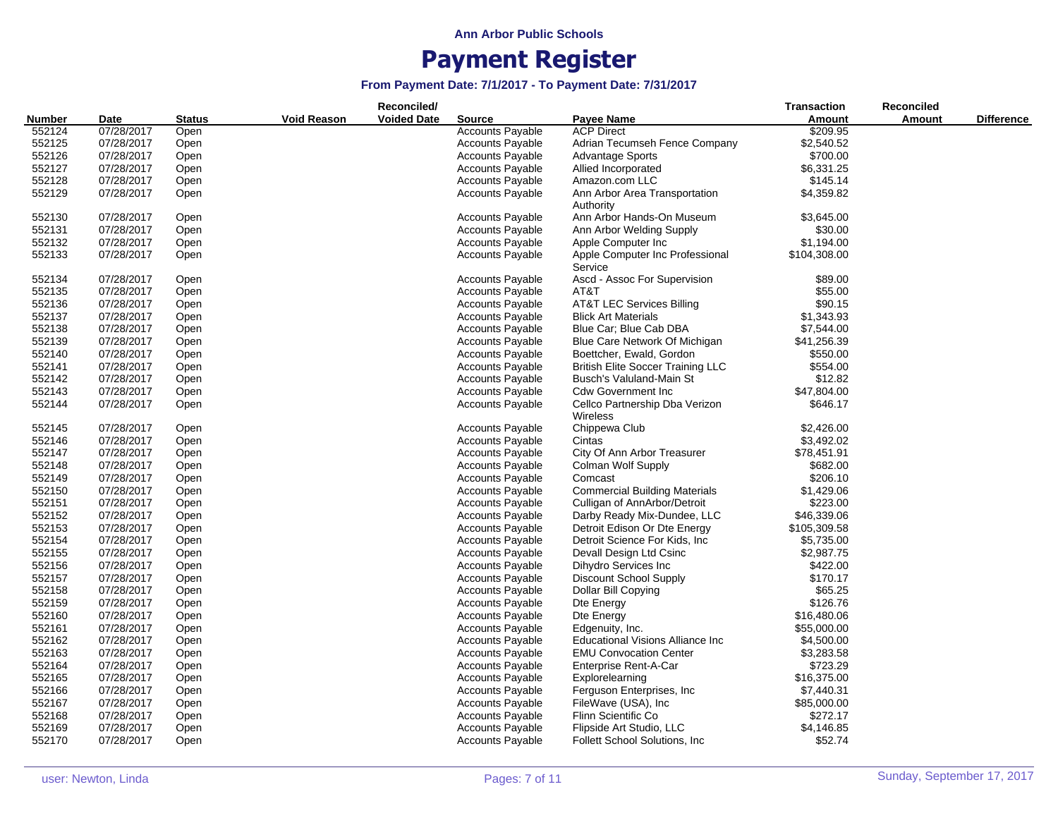**Ann Arbor Public Schools**

# Payment Register

**From Payment Date: 7/1/2017 - To Payment Date: 7/31/2017**

| Number | Date | Status | Void Reason | Reconciled/ Voided Date | Source | Payee Name | Transaction Amount | Reconciled Amount | Difference |
|---|---|---|---|---|---|---|---|---|---|
| 552124 | 07/28/2017 | Open | | | Accounts Payable | ACP Direct | $209.95 | | |
| 552125 | 07/28/2017 | Open | | | Accounts Payable | Adrian Tecumseh Fence Company | $2,540.52 | | |
| 552126 | 07/28/2017 | Open | | | Accounts Payable | Advantage Sports | $700.00 | | |
| 552127 | 07/28/2017 | Open | | | Accounts Payable | Allied Incorporated | $6,331.25 | | |
| 552128 | 07/28/2017 | Open | | | Accounts Payable | Amazon.com LLC | $145.14 | | |
| 552129 | 07/28/2017 | Open | | | Accounts Payable | Ann Arbor Area Transportation Authority | $4,359.82 | | |
| 552130 | 07/28/2017 | Open | | | Accounts Payable | Ann Arbor Hands-On Museum | $3,645.00 | | |
| 552131 | 07/28/2017 | Open | | | Accounts Payable | Ann Arbor Welding Supply | $30.00 | | |
| 552132 | 07/28/2017 | Open | | | Accounts Payable | Apple Computer Inc | $1,194.00 | | |
| 552133 | 07/28/2017 | Open | | | Accounts Payable | Apple Computer Inc Professional Service | $104,308.00 | | |
| 552134 | 07/28/2017 | Open | | | Accounts Payable | Ascd - Assoc For Supervision | $89.00 | | |
| 552135 | 07/28/2017 | Open | | | Accounts Payable | AT&T | $55.00 | | |
| 552136 | 07/28/2017 | Open | | | Accounts Payable | AT&T LEC Services Billing | $90.15 | | |
| 552137 | 07/28/2017 | Open | | | Accounts Payable | Blick Art Materials | $1,343.93 | | |
| 552138 | 07/28/2017 | Open | | | Accounts Payable | Blue Car; Blue Cab DBA | $7,544.00 | | |
| 552139 | 07/28/2017 | Open | | | Accounts Payable | Blue Care Network Of Michigan | $41,256.39 | | |
| 552140 | 07/28/2017 | Open | | | Accounts Payable | Boettcher, Ewald, Gordon | $550.00 | | |
| 552141 | 07/28/2017 | Open | | | Accounts Payable | British Elite Soccer Training LLC | $554.00 | | |
| 552142 | 07/28/2017 | Open | | | Accounts Payable | Busch's Valuland-Main St | $12.82 | | |
| 552143 | 07/28/2017 | Open | | | Accounts Payable | Cdw Government Inc | $47,804.00 | | |
| 552144 | 07/28/2017 | Open | | | Accounts Payable | Cellco Partnership Dba Verizon Wireless | $646.17 | | |
| 552145 | 07/28/2017 | Open | | | Accounts Payable | Chippewa Club | $2,426.00 | | |
| 552146 | 07/28/2017 | Open | | | Accounts Payable | Cintas | $3,492.02 | | |
| 552147 | 07/28/2017 | Open | | | Accounts Payable | City Of Ann Arbor Treasurer | $78,451.91 | | |
| 552148 | 07/28/2017 | Open | | | Accounts Payable | Colman Wolf Supply | $682.00 | | |
| 552149 | 07/28/2017 | Open | | | Accounts Payable | Comcast | $206.10 | | |
| 552150 | 07/28/2017 | Open | | | Accounts Payable | Commercial Building Materials | $1,429.06 | | |
| 552151 | 07/28/2017 | Open | | | Accounts Payable | Culligan of AnnArbor/Detroit | $223.00 | | |
| 552152 | 07/28/2017 | Open | | | Accounts Payable | Darby Ready Mix-Dundee, LLC | $46,339.06 | | |
| 552153 | 07/28/2017 | Open | | | Accounts Payable | Detroit Edison Or Dte Energy | $105,309.58 | | |
| 552154 | 07/28/2017 | Open | | | Accounts Payable | Detroit Science For Kids, Inc | $5,735.00 | | |
| 552155 | 07/28/2017 | Open | | | Accounts Payable | Devall Design Ltd Csinc | $2,987.75 | | |
| 552156 | 07/28/2017 | Open | | | Accounts Payable | Dihydro Services Inc | $422.00 | | |
| 552157 | 07/28/2017 | Open | | | Accounts Payable | Discount School Supply | $170.17 | | |
| 552158 | 07/28/2017 | Open | | | Accounts Payable | Dollar Bill Copying | $65.25 | | |
| 552159 | 07/28/2017 | Open | | | Accounts Payable | Dte Energy | $126.76 | | |
| 552160 | 07/28/2017 | Open | | | Accounts Payable | Dte Energy | $16,480.06 | | |
| 552161 | 07/28/2017 | Open | | | Accounts Payable | Edgenuity, Inc. | $55,000.00 | | |
| 552162 | 07/28/2017 | Open | | | Accounts Payable | Educational Visions Alliance Inc | $4,500.00 | | |
| 552163 | 07/28/2017 | Open | | | Accounts Payable | EMU Convocation Center | $3,283.58 | | |
| 552164 | 07/28/2017 | Open | | | Accounts Payable | Enterprise Rent-A-Car | $723.29 | | |
| 552165 | 07/28/2017 | Open | | | Accounts Payable | Explorelearning | $16,375.00 | | |
| 552166 | 07/28/2017 | Open | | | Accounts Payable | Ferguson Enterprises, Inc | $7,440.31 | | |
| 552167 | 07/28/2017 | Open | | | Accounts Payable | FileWave (USA), Inc | $85,000.00 | | |
| 552168 | 07/28/2017 | Open | | | Accounts Payable | Flinn Scientific Co | $272.17 | | |
| 552169 | 07/28/2017 | Open | | | Accounts Payable | Flipside Art Studio, LLC | $4,146.85 | | |
| 552170 | 07/28/2017 | Open | | | Accounts Payable | Follett School Solutions, Inc | $52.74 | | |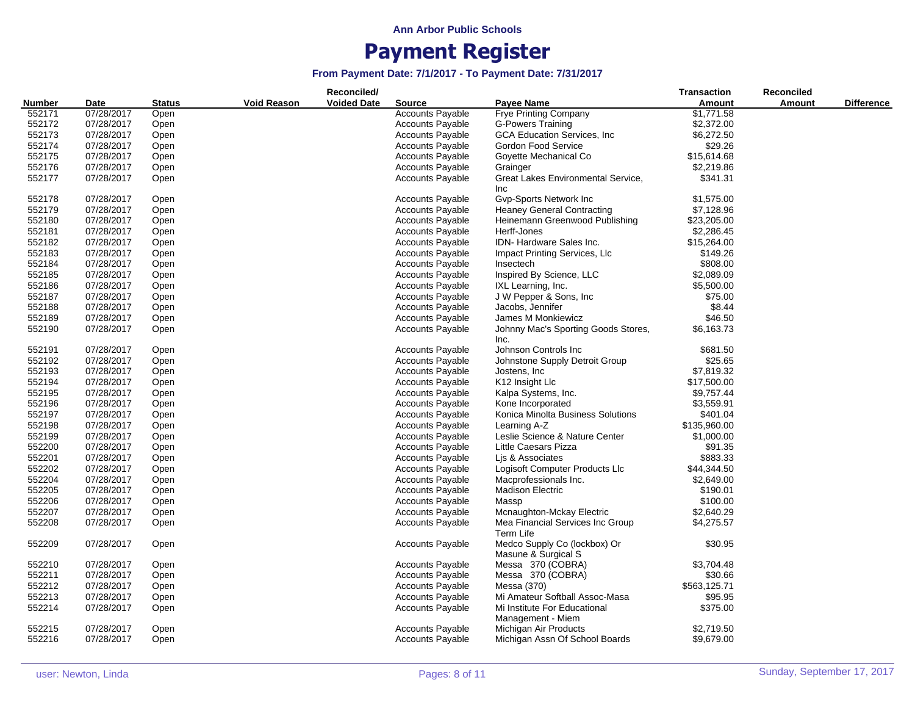Ann Arbor Public Schools

# Payment Register

### From Payment Date: 7/1/2017 - To Payment Date: 7/31/2017

| Number | Date | Status | Void Reason | Reconciled/ Voided Date | Source | Payee Name | Transaction Amount | Reconciled Amount | Difference |
|---|---|---|---|---|---|---|---|---|---|
| 552171 | 07/28/2017 | Open | | | Accounts Payable | Frye Printing Company | $1,771.58 | | |
| 552172 | 07/28/2017 | Open | | | Accounts Payable | G-Powers Training | $2,372.00 | | |
| 552173 | 07/28/2017 | Open | | | Accounts Payable | GCA Education Services, Inc | $6,272.50 | | |
| 552174 | 07/28/2017 | Open | | | Accounts Payable | Gordon Food Service | $29.26 | | |
| 552175 | 07/28/2017 | Open | | | Accounts Payable | Goyette Mechanical Co | $15,614.68 | | |
| 552176 | 07/28/2017 | Open | | | Accounts Payable | Grainger | $2,219.86 | | |
| 552177 | 07/28/2017 | Open | | | Accounts Payable | Great Lakes Environmental Service, Inc | $341.31 | | |
| 552178 | 07/28/2017 | Open | | | Accounts Payable | Gvp-Sports Network Inc | $1,575.00 | | |
| 552179 | 07/28/2017 | Open | | | Accounts Payable | Heaney General Contracting | $7,128.96 | | |
| 552180 | 07/28/2017 | Open | | | Accounts Payable | Heinemann Greenwood Publishing | $23,205.00 | | |
| 552181 | 07/28/2017 | Open | | | Accounts Payable | Herff-Jones | $2,286.45 | | |
| 552182 | 07/28/2017 | Open | | | Accounts Payable | IDN- Hardware Sales Inc. | $15,264.00 | | |
| 552183 | 07/28/2017 | Open | | | Accounts Payable | Impact Printing Services, Llc | $149.26 | | |
| 552184 | 07/28/2017 | Open | | | Accounts Payable | Insectech | $808.00 | | |
| 552185 | 07/28/2017 | Open | | | Accounts Payable | Inspired By Science, LLC | $2,089.09 | | |
| 552186 | 07/28/2017 | Open | | | Accounts Payable | IXL Learning, Inc. | $5,500.00 | | |
| 552187 | 07/28/2017 | Open | | | Accounts Payable | J W Pepper & Sons, Inc | $75.00 | | |
| 552188 | 07/28/2017 | Open | | | Accounts Payable | Jacobs, Jennifer | $8.44 | | |
| 552189 | 07/28/2017 | Open | | | Accounts Payable | James M Monkiewicz | $46.50 | | |
| 552190 | 07/28/2017 | Open | | | Accounts Payable | Johnny Mac's Sporting Goods Stores, Inc. | $6,163.73 | | |
| 552191 | 07/28/2017 | Open | | | Accounts Payable | Johnson Controls Inc | $681.50 | | |
| 552192 | 07/28/2017 | Open | | | Accounts Payable | Johnstone Supply Detroit Group | $25.65 | | |
| 552193 | 07/28/2017 | Open | | | Accounts Payable | Jostens, Inc | $7,819.32 | | |
| 552194 | 07/28/2017 | Open | | | Accounts Payable | K12 Insight Llc | $17,500.00 | | |
| 552195 | 07/28/2017 | Open | | | Accounts Payable | Kalpa Systems, Inc. | $9,757.44 | | |
| 552196 | 07/28/2017 | Open | | | Accounts Payable | Kone Incorporated | $3,559.91 | | |
| 552197 | 07/28/2017 | Open | | | Accounts Payable | Konica Minolta Business Solutions | $401.04 | | |
| 552198 | 07/28/2017 | Open | | | Accounts Payable | Learning A-Z | $135,960.00 | | |
| 552199 | 07/28/2017 | Open | | | Accounts Payable | Leslie Science & Nature Center | $1,000.00 | | |
| 552200 | 07/28/2017 | Open | | | Accounts Payable | Little Caesars Pizza | $91.35 | | |
| 552201 | 07/28/2017 | Open | | | Accounts Payable | Ljs & Associates | $883.33 | | |
| 552202 | 07/28/2017 | Open | | | Accounts Payable | Logisoft Computer Products Llc | $44,344.50 | | |
| 552204 | 07/28/2017 | Open | | | Accounts Payable | Macprofessionals Inc. | $2,649.00 | | |
| 552205 | 07/28/2017 | Open | | | Accounts Payable | Madison Electric | $190.01 | | |
| 552206 | 07/28/2017 | Open | | | Accounts Payable | Massp | $100.00 | | |
| 552207 | 07/28/2017 | Open | | | Accounts Payable | Mcnaughton-Mckay Electric | $2,640.29 | | |
| 552208 | 07/28/2017 | Open | | | Accounts Payable | Mea Financial Services Inc Group Term Life | $4,275.57 | | |
| 552209 | 07/28/2017 | Open | | | Accounts Payable | Medco Supply Co (lockbox) Or Masune & Surgical S | $30.95 | | |
| 552210 | 07/28/2017 | Open | | | Accounts Payable | Messa 370 (COBRA) | $3,704.48 | | |
| 552211 | 07/28/2017 | Open | | | Accounts Payable | Messa 370 (COBRA) | $30.66 | | |
| 552212 | 07/28/2017 | Open | | | Accounts Payable | Messa (370) | $563,125.71 | | |
| 552213 | 07/28/2017 | Open | | | Accounts Payable | Mi Amateur Softball Assoc-Masa | $95.95 | | |
| 552214 | 07/28/2017 | Open | | | Accounts Payable | Mi Institute For Educational Management - Miem | $375.00 | | |
| 552215 | 07/28/2017 | Open | | | Accounts Payable | Michigan Air Products | $2,719.50 | | |
| 552216 | 07/28/2017 | Open | | | Accounts Payable | Michigan Assn Of School Boards | $9,679.00 | | |

user: Newton, Linda

Sunday, September 17, 2017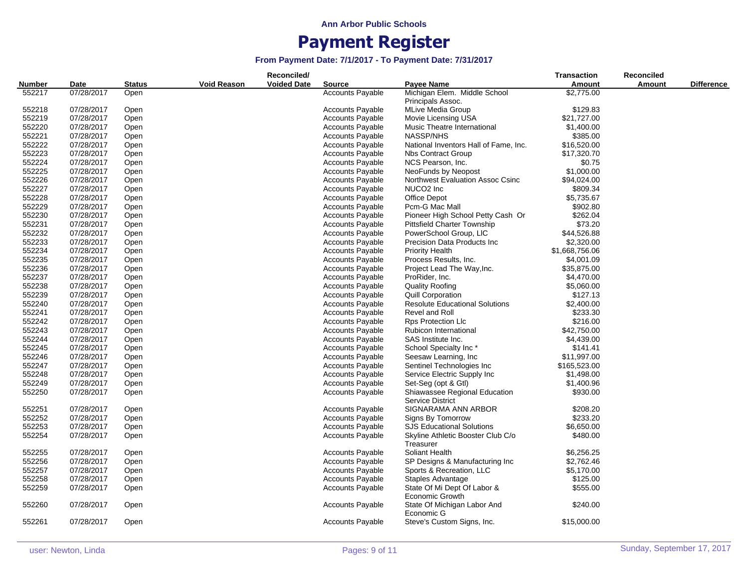Ann Arbor Public Schools

# Payment Register

### From Payment Date: 7/1/2017 - To Payment Date: 7/31/2017

| Number | Date | Status | Void Reason | Reconciled/ Voided Date | Source | Payee Name | Transaction Amount | Reconciled Amount | Difference |
|---|---|---|---|---|---|---|---|---|---|
| 552217 | 07/28/2017 | Open | | | Accounts Payable | Michigan Elem. Middle School Principals Assoc. | $2,775.00 | | |
| 552218 | 07/28/2017 | Open | | | Accounts Payable | MLive Media Group | $129.83 | | |
| 552219 | 07/28/2017 | Open | | | Accounts Payable | Movie Licensing USA | $21,727.00 | | |
| 552220 | 07/28/2017 | Open | | | Accounts Payable | Music Theatre International | $1,400.00 | | |
| 552221 | 07/28/2017 | Open | | | Accounts Payable | NASSP/NHS | $385.00 | | |
| 552222 | 07/28/2017 | Open | | | Accounts Payable | National Inventors Hall of Fame, Inc. | $16,520.00 | | |
| 552223 | 07/28/2017 | Open | | | Accounts Payable | Nbs Contract Group | $17,320.70 | | |
| 552224 | 07/28/2017 | Open | | | Accounts Payable | NCS Pearson, Inc. | $0.75 | | |
| 552225 | 07/28/2017 | Open | | | Accounts Payable | NeoFunds by Neopost | $1,000.00 | | |
| 552226 | 07/28/2017 | Open | | | Accounts Payable | Northwest Evaluation Assoc Csinc | $94,024.00 | | |
| 552227 | 07/28/2017 | Open | | | Accounts Payable | NUCO2 Inc | $809.34 | | |
| 552228 | 07/28/2017 | Open | | | Accounts Payable | Office Depot | $5,735.67 | | |
| 552229 | 07/28/2017 | Open | | | Accounts Payable | Pcm-G Mac Mall | $902.80 | | |
| 552230 | 07/28/2017 | Open | | | Accounts Payable | Pioneer High School Petty Cash Or | $262.04 | | |
| 552231 | 07/28/2017 | Open | | | Accounts Payable | Pittsfield Charter Township | $73.20 | | |
| 552232 | 07/28/2017 | Open | | | Accounts Payable | PowerSchool Group, LlC | $44,526.88 | | |
| 552233 | 07/28/2017 | Open | | | Accounts Payable | Precision Data Products Inc | $2,320.00 | | |
| 552234 | 07/28/2017 | Open | | | Accounts Payable | Priority Health | $1,668,756.06 | | |
| 552235 | 07/28/2017 | Open | | | Accounts Payable | Process Results, Inc. | $4,001.09 | | |
| 552236 | 07/28/2017 | Open | | | Accounts Payable | Project Lead The Way,Inc. | $35,875.00 | | |
| 552237 | 07/28/2017 | Open | | | Accounts Payable | ProRider, Inc. | $4,470.00 | | |
| 552238 | 07/28/2017 | Open | | | Accounts Payable | Quality Roofing | $5,060.00 | | |
| 552239 | 07/28/2017 | Open | | | Accounts Payable | Quill Corporation | $127.13 | | |
| 552240 | 07/28/2017 | Open | | | Accounts Payable | Resolute Educational Solutions | $2,400.00 | | |
| 552241 | 07/28/2017 | Open | | | Accounts Payable | Revel and Roll | $233.30 | | |
| 552242 | 07/28/2017 | Open | | | Accounts Payable | Rps Protection Llc | $216.00 | | |
| 552243 | 07/28/2017 | Open | | | Accounts Payable | Rubicon International | $42,750.00 | | |
| 552244 | 07/28/2017 | Open | | | Accounts Payable | SAS Institute Inc. | $4,439.00 | | |
| 552245 | 07/28/2017 | Open | | | Accounts Payable | School Specialty Inc * | $141.41 | | |
| 552246 | 07/28/2017 | Open | | | Accounts Payable | Seesaw Learning, Inc | $11,997.00 | | |
| 552247 | 07/28/2017 | Open | | | Accounts Payable | Sentinel Technologies Inc | $165,523.00 | | |
| 552248 | 07/28/2017 | Open | | | Accounts Payable | Service Electric Supply Inc | $1,498.00 | | |
| 552249 | 07/28/2017 | Open | | | Accounts Payable | Set-Seg (opt & Gtl) | $1,400.96 | | |
| 552250 | 07/28/2017 | Open | | | Accounts Payable | Shiawassee Regional Education Service District | $930.00 | | |
| 552251 | 07/28/2017 | Open | | | Accounts Payable | SIGNARAMA ANN ARBOR | $208.20 | | |
| 552252 | 07/28/2017 | Open | | | Accounts Payable | Signs By Tomorrow | $233.20 | | |
| 552253 | 07/28/2017 | Open | | | Accounts Payable | SJS Educational Solutions | $6,650.00 | | |
| 552254 | 07/28/2017 | Open | | | Accounts Payable | Skyline Athletic Booster Club C/o Treasurer | $480.00 | | |
| 552255 | 07/28/2017 | Open | | | Accounts Payable | Soliant Health | $6,256.25 | | |
| 552256 | 07/28/2017 | Open | | | Accounts Payable | SP Designs & Manufacturing Inc | $2,762.46 | | |
| 552257 | 07/28/2017 | Open | | | Accounts Payable | Sports & Recreation, LLC | $5,170.00 | | |
| 552258 | 07/28/2017 | Open | | | Accounts Payable | Staples Advantage | $125.00 | | |
| 552259 | 07/28/2017 | Open | | | Accounts Payable | State Of Mi Dept Of Labor & Economic Growth | $555.00 | | |
| 552260 | 07/28/2017 | Open | | | Accounts Payable | State Of Michigan Labor And Economic G | $240.00 | | |
| 552261 | 07/28/2017 | Open | | | Accounts Payable | Steve's Custom Signs, Inc. | $15,000.00 | | |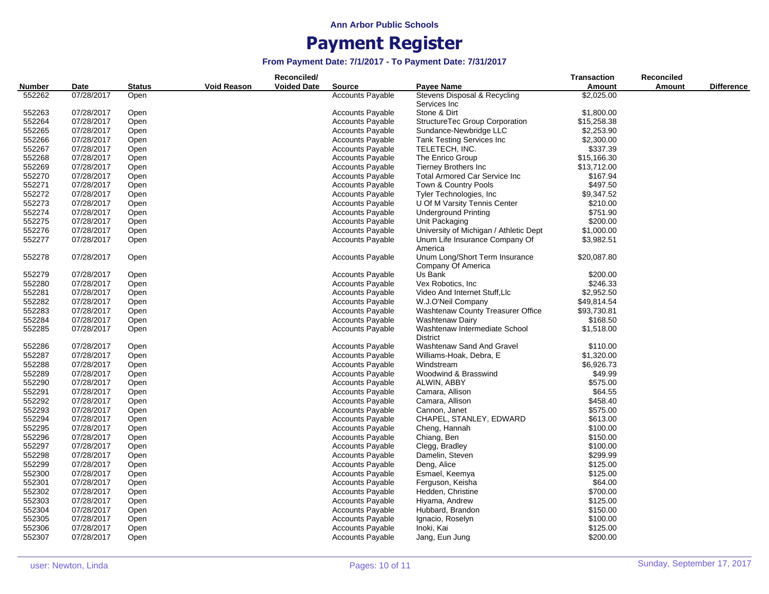Ann Arbor Public Schools

# Payment Register

### From Payment Date: 7/1/2017 - To Payment Date: 7/31/2017

| Number | Date | Status | Void Reason | Reconciled/ Voided Date | Source | Payee Name | Transaction Amount | Reconciled Amount | Difference |
|---|---|---|---|---|---|---|---|---|---|
| 552262 | 07/28/2017 | Open | | | Accounts Payable | Stevens Disposal & Recycling Services Inc | $2,025.00 | | |
| 552263 | 07/28/2017 | Open | | | Accounts Payable | Stone & Dirt | $1,800.00 | | |
| 552264 | 07/28/2017 | Open | | | Accounts Payable | StructureTec Group Corporation | $15,258.38 | | |
| 552265 | 07/28/2017 | Open | | | Accounts Payable | Sundance-Newbridge LLC | $2,253.90 | | |
| 552266 | 07/28/2017 | Open | | | Accounts Payable | Tank Testing Services Inc | $2,300.00 | | |
| 552267 | 07/28/2017 | Open | | | Accounts Payable | TELETECH, INC. | $337.39 | | |
| 552268 | 07/28/2017 | Open | | | Accounts Payable | The Enrico Group | $15,166.30 | | |
| 552269 | 07/28/2017 | Open | | | Accounts Payable | Tierney Brothers Inc | $13,712.00 | | |
| 552270 | 07/28/2017 | Open | | | Accounts Payable | Total Armored Car Service Inc | $167.94 | | |
| 552271 | 07/28/2017 | Open | | | Accounts Payable | Town & Country Pools | $497.50 | | |
| 552272 | 07/28/2017 | Open | | | Accounts Payable | Tyler Technologies, Inc | $9,347.52 | | |
| 552273 | 07/28/2017 | Open | | | Accounts Payable | U Of M Varsity Tennis Center | $210.00 | | |
| 552274 | 07/28/2017 | Open | | | Accounts Payable | Underground Printing | $751.90 | | |
| 552275 | 07/28/2017 | Open | | | Accounts Payable | Unit Packaging | $200.00 | | |
| 552276 | 07/28/2017 | Open | | | Accounts Payable | University of Michigan / Athletic Dept | $1,000.00 | | |
| 552277 | 07/28/2017 | Open | | | Accounts Payable | Unum Life Insurance Company Of America | $3,982.51 | | |
| 552278 | 07/28/2017 | Open | | | Accounts Payable | Unum Long/Short Term Insurance Company Of America | $20,087.80 | | |
| 552279 | 07/28/2017 | Open | | | Accounts Payable | Us Bank | $200.00 | | |
| 552280 | 07/28/2017 | Open | | | Accounts Payable | Vex Robotics, Inc | $246.33 | | |
| 552281 | 07/28/2017 | Open | | | Accounts Payable | Video And Internet Stuff,Llc | $2,952.50 | | |
| 552282 | 07/28/2017 | Open | | | Accounts Payable | W.J.O'Neil Company | $49,814.54 | | |
| 552283 | 07/28/2017 | Open | | | Accounts Payable | Washtenaw County Treasurer Office | $93,730.81 | | |
| 552284 | 07/28/2017 | Open | | | Accounts Payable | Washtenaw Dairy | $168.50 | | |
| 552285 | 07/28/2017 | Open | | | Accounts Payable | Washtenaw Intermediate School District | $1,518.00 | | |
| 552286 | 07/28/2017 | Open | | | Accounts Payable | Washtenaw Sand And Gravel | $110.00 | | |
| 552287 | 07/28/2017 | Open | | | Accounts Payable | Williams-Hoak, Debra, E | $1,320.00 | | |
| 552288 | 07/28/2017 | Open | | | Accounts Payable | Windstream | $6,926.73 | | |
| 552289 | 07/28/2017 | Open | | | Accounts Payable | Woodwind & Brasswind | $49.99 | | |
| 552290 | 07/28/2017 | Open | | | Accounts Payable | ALWIN, ABBY | $575.00 | | |
| 552291 | 07/28/2017 | Open | | | Accounts Payable | Camara, Allison | $64.55 | | |
| 552292 | 07/28/2017 | Open | | | Accounts Payable | Camara, Allison | $458.40 | | |
| 552293 | 07/28/2017 | Open | | | Accounts Payable | Cannon, Janet | $575.00 | | |
| 552294 | 07/28/2017 | Open | | | Accounts Payable | CHAPEL, STANLEY, EDWARD | $613.00 | | |
| 552295 | 07/28/2017 | Open | | | Accounts Payable | Cheng, Hannah | $100.00 | | |
| 552296 | 07/28/2017 | Open | | | Accounts Payable | Chiang, Ben | $150.00 | | |
| 552297 | 07/28/2017 | Open | | | Accounts Payable | Clegg, Bradley | $100.00 | | |
| 552298 | 07/28/2017 | Open | | | Accounts Payable | Damelin, Steven | $299.99 | | |
| 552299 | 07/28/2017 | Open | | | Accounts Payable | Deng, Alice | $125.00 | | |
| 552300 | 07/28/2017 | Open | | | Accounts Payable | Esmael, Keemya | $125.00 | | |
| 552301 | 07/28/2017 | Open | | | Accounts Payable | Ferguson, Keisha | $64.00 | | |
| 552302 | 07/28/2017 | Open | | | Accounts Payable | Hedden, Christine | $700.00 | | |
| 552303 | 07/28/2017 | Open | | | Accounts Payable | Hiyama, Andrew | $125.00 | | |
| 552304 | 07/28/2017 | Open | | | Accounts Payable | Hubbard, Brandon | $150.00 | | |
| 552305 | 07/28/2017 | Open | | | Accounts Payable | Ignacio, Roselyn | $100.00 | | |
| 552306 | 07/28/2017 | Open | | | Accounts Payable | Inoki, Kai | $125.00 | | |
| 552307 | 07/28/2017 | Open | | | Accounts Payable | Jang, Eun Jung | $200.00 | | |

user: Newton, Linda — Sunday, September 17, 2017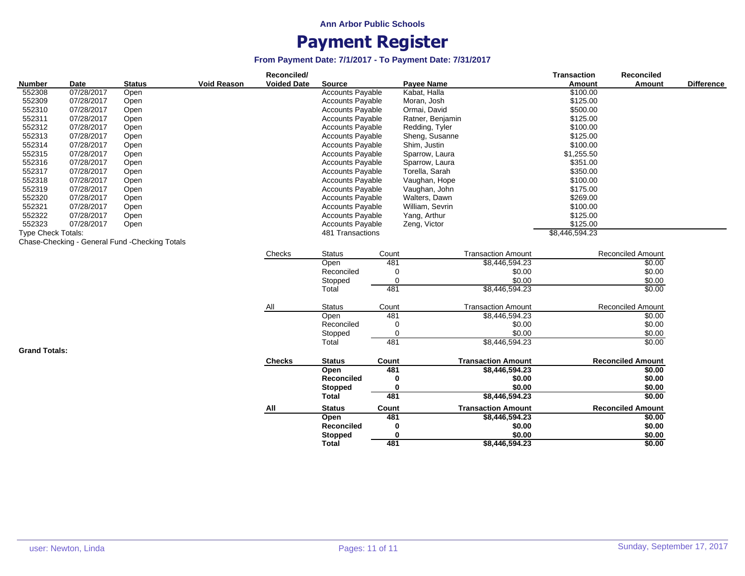**Ann Arbor Public Schools**

# Payment Register

**From Payment Date: 7/1/2017 - To Payment Date: 7/31/2017**

| Number | Date | Status | Void Reason | Reconciled/ Voided Date | Source | Payee Name | Transaction Amount | Reconciled Amount | Difference |
|---|---|---|---|---|---|---|---|---|---|
| 552308 | 07/28/2017 | Open | | | Accounts Payable | Kabat, Halla | $100.00 | | |
| 552309 | 07/28/2017 | Open | | | Accounts Payable | Moran, Josh | $125.00 | | |
| 552310 | 07/28/2017 | Open | | | Accounts Payable | Ormai, David | $500.00 | | |
| 552311 | 07/28/2017 | Open | | | Accounts Payable | Ratner, Benjamin | $125.00 | | |
| 552312 | 07/28/2017 | Open | | | Accounts Payable | Redding, Tyler | $100.00 | | |
| 552313 | 07/28/2017 | Open | | | Accounts Payable | Sheng, Susanne | $125.00 | | |
| 552314 | 07/28/2017 | Open | | | Accounts Payable | Shim, Justin | $100.00 | | |
| 552315 | 07/28/2017 | Open | | | Accounts Payable | Sparrow, Laura | $1,255.50 | | |
| 552316 | 07/28/2017 | Open | | | Accounts Payable | Sparrow, Laura | $351.00 | | |
| 552317 | 07/28/2017 | Open | | | Accounts Payable | Torella, Sarah | $350.00 | | |
| 552318 | 07/28/2017 | Open | | | Accounts Payable | Vaughan, Hope | $100.00 | | |
| 552319 | 07/28/2017 | Open | | | Accounts Payable | Vaughan, John | $175.00 | | |
| 552320 | 07/28/2017 | Open | | | Accounts Payable | Walters, Dawn | $269.00 | | |
| 552321 | 07/28/2017 | Open | | | Accounts Payable | William, Sevrin | $100.00 | | |
| 552322 | 07/28/2017 | Open | | | Accounts Payable | Yang, Arthur | $125.00 | | |
| 552323 | 07/28/2017 | Open | | | Accounts Payable | Zeng, Victor | $125.00 | | |
| Type Check Totals: | | | | | 481 Transactions | | $8,446,594.23 | | |

Chase-Checking - General Fund -Checking Totals

| | Status | Count | Transaction Amount | Reconciled Amount |
|---|---|---|---|---|
| Checks | Open | 481 | $8,446,594.23 | $0.00 |
| | Reconciled | 0 | $0.00 | $0.00 |
| | Stopped | 0 | $0.00 | $0.00 |
| | Total | 481 | $8,446,594.23 | $0.00 |
| All | Open | 481 | $8,446,594.23 | $0.00 |
| | Reconciled | 0 | $0.00 | $0.00 |
| | Stopped | 0 | $0.00 | $0.00 |
| | Total | 481 | $8,446,594.23 | $0.00 |

**Grand Totals:**

| | **Status** | **Count** | **Transaction Amount** | **Reconciled Amount** |
|---|---|---|---|---|
| **Checks** | **Open** | **481** | **$8,446,594.23** | **$0.00** |
| | **Reconciled** | **0** | **$0.00** | **$0.00** |
| | **Stopped** | **0** | **$0.00** | **$0.00** |
| | **Total** | **481** | **$8,446,594.23** | **$0.00** |
| **All** | **Open** | **481** | **$8,446,594.23** | **$0.00** |
| | **Reconciled** | **0** | **$0.00** | **$0.00** |
| | **Stopped** | **0** | **$0.00** | **$0.00** |
| | **Total** | **481** | **$8,446,594.23** | **$0.00** |

user: Newton, Linda

Sunday, September 17, 2017